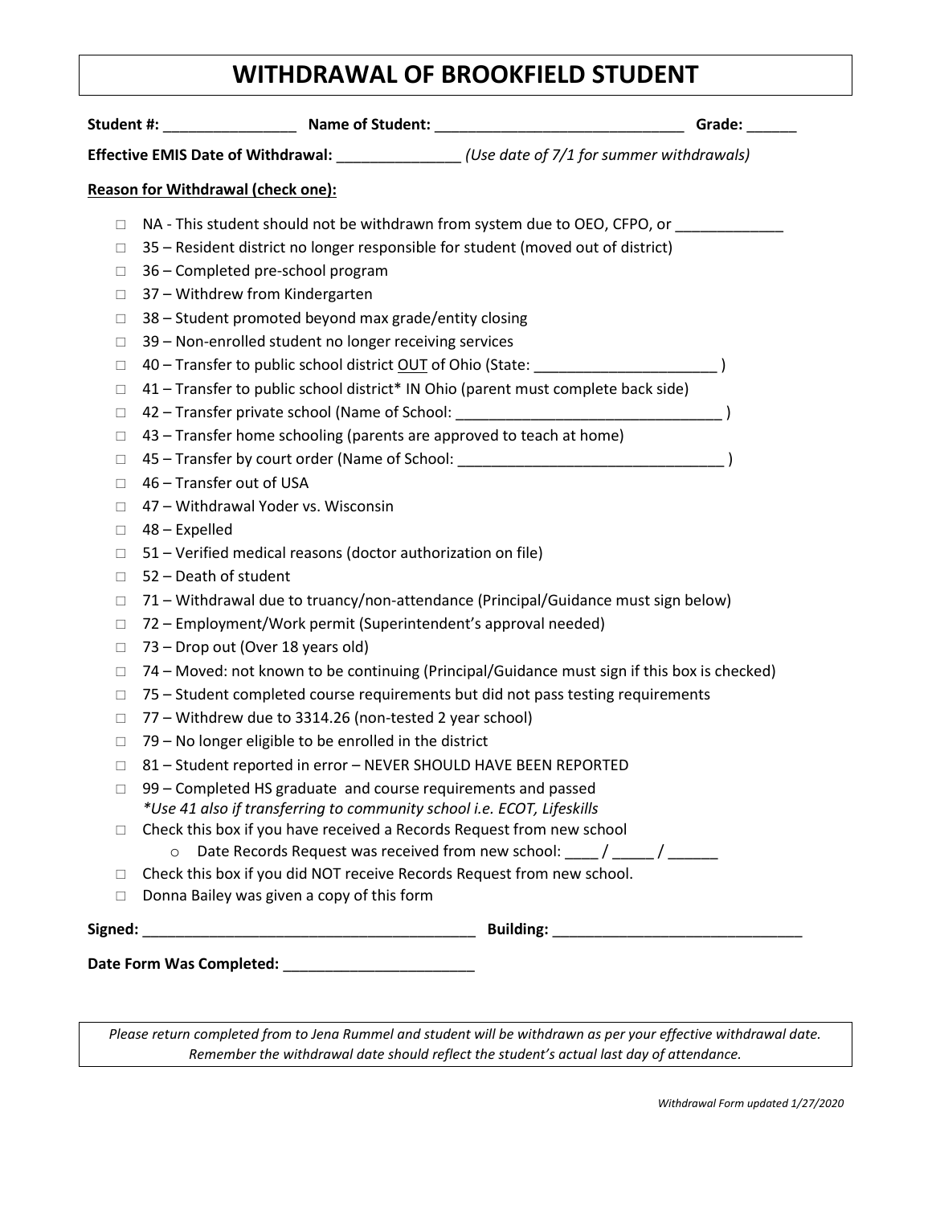# WITHDRAWAL OF BROOKFIELD STUDENT

**Student #:** ________________ **Name of Student:** ______________________________ **Grade:** ______

**Effective EMIS Date of Withdrawal:** _______________ *(Use date of 7/1 for summer withdrawals)*

**Reason for Withdrawal (check one):**

- ☐ NA - This student should not be withdrawn from system due to OEO, CFPO, or _____________
- ☐ 35 – Resident district no longer responsible for student (moved out of district)
- ☐ 36 – Completed pre-school program
- ☐ 37 – Withdrew from Kindergarten
- ☐ 38 – Student promoted beyond max grade/entity closing
- ☐ 39 – Non-enrolled student no longer receiving services
- ☐ 40 – Transfer to public school district <u>OUT</u> of Ohio (State: ______________________ )
- ☐ 41 – Transfer to public school district* IN Ohio (parent must complete back side)
- ☐ 42 – Transfer private school (Name of School: ________________________________ )
- ☐ 43 – Transfer home schooling (parents are approved to teach at home)
- ☐ 45 – Transfer by court order (Name of School: ________________________________ )
- ☐ 46 – Transfer out of USA
- ☐ 47 – Withdrawal Yoder vs. Wisconsin
- ☐ 48 – Expelled
- ☐ 51 – Verified medical reasons (doctor authorization on file)
- ☐ 52 – Death of student
- ☐ 71 – Withdrawal due to truancy/non-attendance (Principal/Guidance must sign below)
- ☐ 72 – Employment/Work permit (Superintendent's approval needed)
- ☐ 73 – Drop out (Over 18 years old)
- ☐ 74 – Moved: not known to be continuing (Principal/Guidance must sign if this box is checked)
- ☐ 75 – Student completed course requirements but did not pass testing requirements
- ☐ 77 – Withdrew due to 3314.26 (non-tested 2 year school)
- ☐ 79 – No longer eligible to be enrolled in the district
- ☐ 81 – Student reported in error – NEVER SHOULD HAVE BEEN REPORTED
- ☐ 99 – Completed HS graduate and course requirements and passed
  *\*Use 41 also if transferring to community school i.e. ECOT, Lifeskills*
- ☐ Check this box if you have received a Records Request from new school
  - Date Records Request was received from new school: ____ / _____ / ______
- ☐ Check this box if you did NOT receive Records Request from new school.
- ☐ Donna Bailey was given a copy of this form

**Signed:** ________________________________________ **Building:** ______________________________

**Date Form Was Completed:** _______________________

*Please return completed from to Jena Rummel and student will be withdrawn as per your effective withdrawal date. Remember the withdrawal date should reflect the student's actual last day of attendance.*

*Withdrawal Form updated 1/27/2020*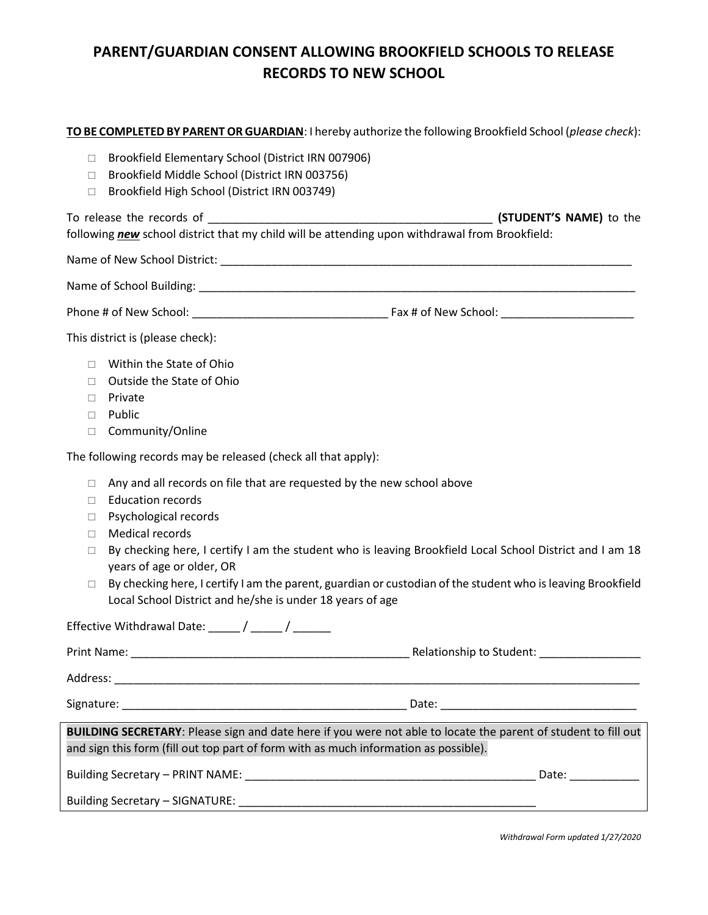# PARENT/GUARDIAN CONSENT ALLOWING BROOKFIELD SCHOOLS TO RELEASE RECORDS TO NEW SCHOOL

**TO BE COMPLETED BY PARENT OR GUARDIAN**: I hereby authorize the following Brookfield School (*please check*):

- □ Brookfield Elementary School (District IRN 007906)
- □ Brookfield Middle School (District IRN 003756)
- □ Brookfield High School (District IRN 003749)

To release the records of _______________________________________________ **(STUDENT'S NAME)** to the following ***new*** school district that my child will be attending upon withdrawal from Brookfield:

Name of New School District: ______________________________________________________________________

Name of School Building: __________________________________________________________________________

Phone # of New School: ________________________________ Fax # of New School: _____________________

This district is (please check):

- □ Within the State of Ohio
- □ Outside the State of Ohio
- □ Private
- □ Public
- □ Community/Online

The following records may be released (check all that apply):

- □ Any and all records on file that are requested by the new school above
- □ Education records
- □ Psychological records
- □ Medical records
- □ By checking here, I certify I am the student who is leaving Brookfield Local School District and I am 18 years of age or older, OR
- □ By checking here, I certify I am the parent, guardian or custodian of the student who is leaving Brookfield Local School District and he/she is under 18 years of age

Effective Withdrawal Date: _____ / _____ / ______

Print Name: ______________________________________________ Relationship to Student: ________________

Address: ________________________________________________________________________________________

Signature: _______________________________________________ Date: _______________________________

**BUILDING SECRETARY**: Please sign and date here if you were not able to locate the parent of student to fill out and sign this form (fill out top part of form with as much information as possible).

Building Secretary – PRINT NAME: ________________________________________________ Date: ___________

Building Secretary – SIGNATURE: ________________________________________________

*Withdrawal Form updated 1/27/2020*